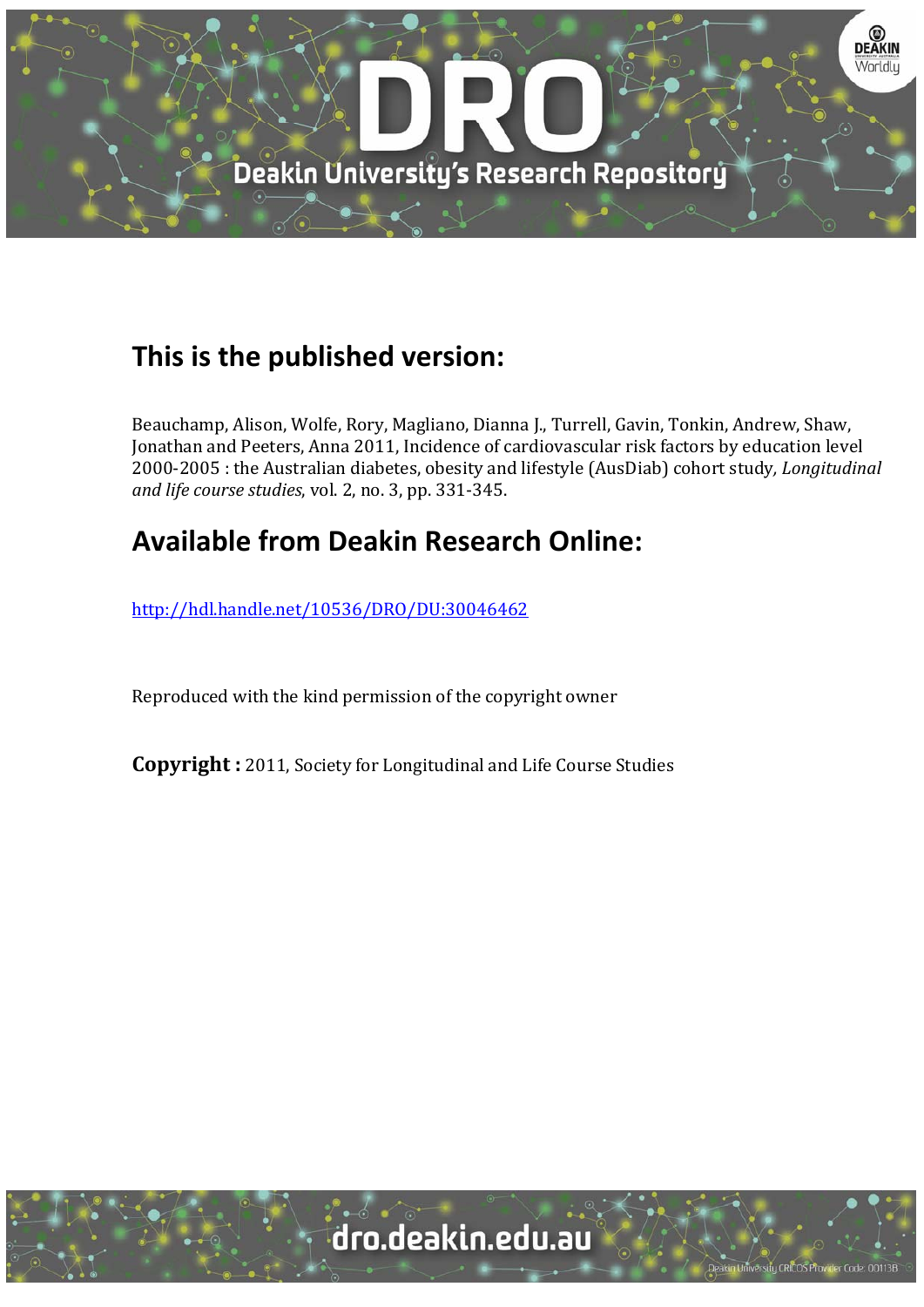## This is the published version:

Beauchamp, Alison, Wolfe, Rory, Magliano, Dianna J., Turrell, Gavin, Tonkin, Andrew, Shaw, Jonathan and Peeters, Anna 2011, Incidence of cardiovascular risk factors by education level 2000-2005 : the Australian diabetes, obesity and lifestyle (AusDiab) cohort study, *Longitudinal and life course studies*, vol. 2, no. 3, pp. 331-345.

## Available from Deakin Research Online:

http://hdl.handle.net/10536/DRO/DU:30046462

Reproduced with the kind permission of the copyright owner

**Copyright :** 2011, Society for Longitudinal and Life Course Studies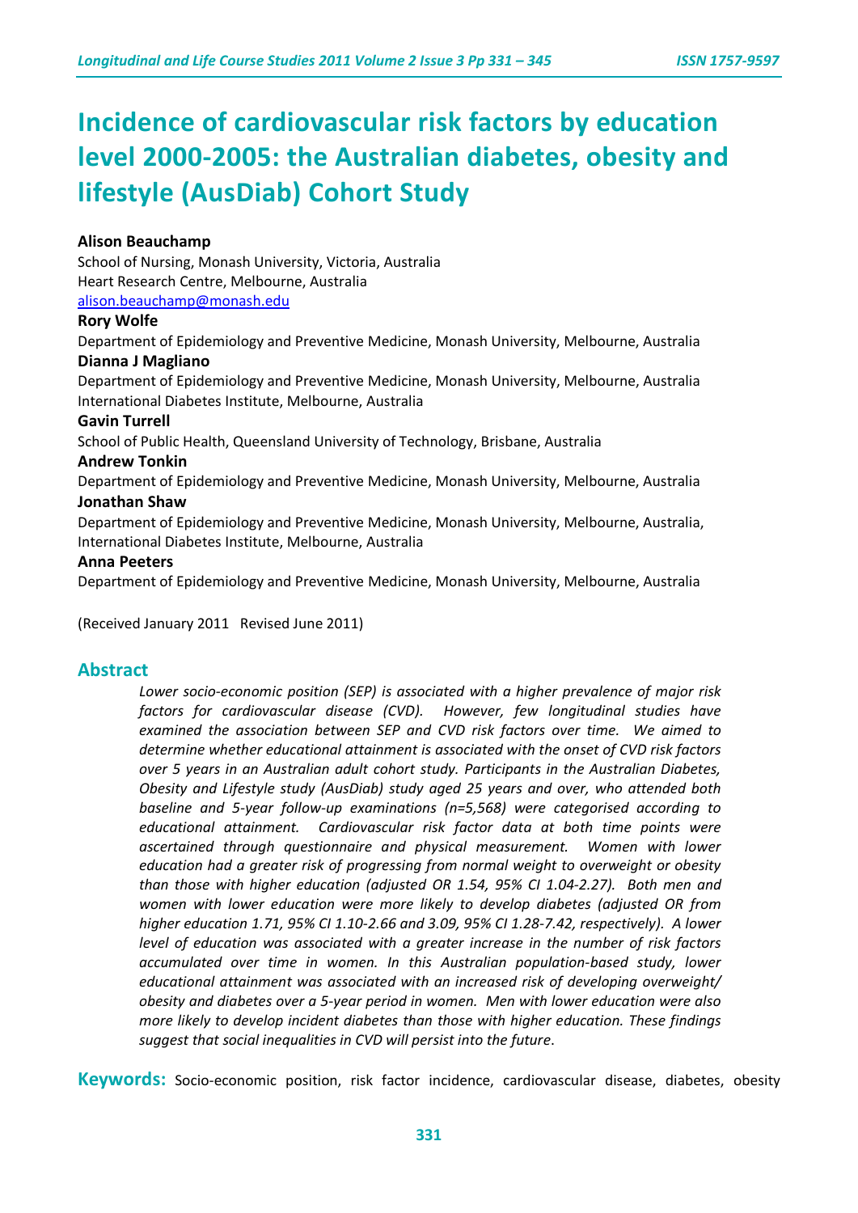# Incidence of cardiovascular risk factors by education level 2000-2005: the Australian diabetes, obesity and lifestyle (AusDiab) Cohort Study

**Alison Beauchamp**
School of Nursing, Monash University, Victoria, Australia
Heart Research Centre, Melbourne, Australia
alison.beauchamp@monash.edu

**Rory Wolfe**
Department of Epidemiology and Preventive Medicine, Monash University, Melbourne, Australia

**Dianna J Magliano**
Department of Epidemiology and Preventive Medicine, Monash University, Melbourne, Australia
International Diabetes Institute, Melbourne, Australia

**Gavin Turrell**
School of Public Health, Queensland University of Technology, Brisbane, Australia

**Andrew Tonkin**
Department of Epidemiology and Preventive Medicine, Monash University, Melbourne, Australia

**Jonathan Shaw**
Department of Epidemiology and Preventive Medicine, Monash University, Melbourne, Australia, International Diabetes Institute, Melbourne, Australia

**Anna Peeters**
Department of Epidemiology and Preventive Medicine, Monash University, Melbourne, Australia

(Received January 2011 Revised June 2011)

## Abstract

*Lower socio-economic position (SEP) is associated with a higher prevalence of major risk factors for cardiovascular disease (CVD). However, few longitudinal studies have examined the association between SEP and CVD risk factors over time. We aimed to determine whether educational attainment is associated with the onset of CVD risk factors over 5 years in an Australian adult cohort study. Participants in the Australian Diabetes, Obesity and Lifestyle study (AusDiab) study aged 25 years and over, who attended both baseline and 5-year follow-up examinations (n=5,568) were categorised according to educational attainment. Cardiovascular risk factor data at both time points were ascertained through questionnaire and physical measurement. Women with lower education had a greater risk of progressing from normal weight to overweight or obesity than those with higher education (adjusted OR 1.54, 95% CI 1.04-2.27). Both men and women with lower education were more likely to develop diabetes (adjusted OR from higher education 1.71, 95% CI 1.10-2.66 and 3.09, 95% CI 1.28-7.42, respectively). A lower level of education was associated with a greater increase in the number of risk factors accumulated over time in women. In this Australian population-based study, lower educational attainment was associated with an increased risk of developing overweight/ obesity and diabetes over a 5-year period in women. Men with lower education were also more likely to develop incident diabetes than those with higher education. These findings suggest that social inequalities in CVD will persist into the future.*

**Keywords:** Socio-economic position, risk factor incidence, cardiovascular disease, diabetes, obesity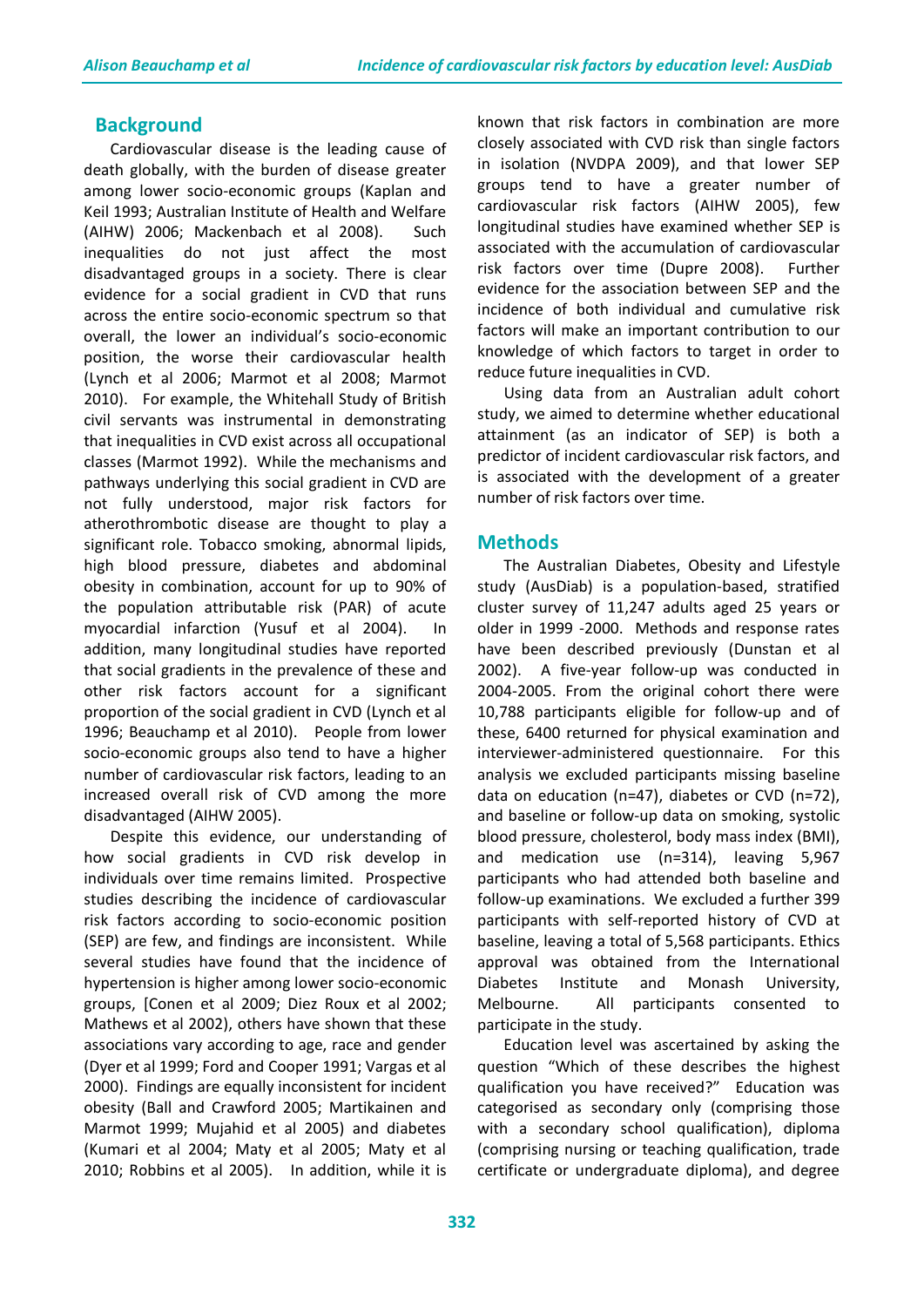## Background

Cardiovascular disease is the leading cause of death globally, with the burden of disease greater among lower socio-economic groups (Kaplan and Keil 1993; Australian Institute of Health and Welfare (AIHW) 2006; Mackenbach et al 2008). Such inequalities do not just affect the most disadvantaged groups in a society. There is clear evidence for a social gradient in CVD that runs across the entire socio-economic spectrum so that overall, the lower an individual's socio-economic position, the worse their cardiovascular health (Lynch et al 2006; Marmot et al 2008; Marmot 2010). For example, the Whitehall Study of British civil servants was instrumental in demonstrating that inequalities in CVD exist across all occupational classes (Marmot 1992). While the mechanisms and pathways underlying this social gradient in CVD are not fully understood, major risk factors for atherothrombotic disease are thought to play a significant role. Tobacco smoking, abnormal lipids, high blood pressure, diabetes and abdominal obesity in combination, account for up to 90% of the population attributable risk (PAR) of acute myocardial infarction (Yusuf et al 2004). In addition, many longitudinal studies have reported that social gradients in the prevalence of these and other risk factors account for a significant proportion of the social gradient in CVD (Lynch et al 1996; Beauchamp et al 2010). People from lower socio-economic groups also tend to have a higher number of cardiovascular risk factors, leading to an increased overall risk of CVD among the more disadvantaged (AIHW 2005).

Despite this evidence, our understanding of how social gradients in CVD risk develop in individuals over time remains limited. Prospective studies describing the incidence of cardiovascular risk factors according to socio-economic position (SEP) are few, and findings are inconsistent. While several studies have found that the incidence of hypertension is higher among lower socio-economic groups, [Conen et al 2009; Diez Roux et al 2002; Mathews et al 2002), others have shown that these associations vary according to age, race and gender (Dyer et al 1999; Ford and Cooper 1991; Vargas et al 2000). Findings are equally inconsistent for incident obesity (Ball and Crawford 2005; Martikainen and Marmot 1999; Mujahid et al 2005) and diabetes (Kumari et al 2004; Maty et al 2005; Maty et al 2010; Robbins et al 2005). In addition, while it is known that risk factors in combination are more closely associated with CVD risk than single factors in isolation (NVDPA 2009), and that lower SEP groups tend to have a greater number of cardiovascular risk factors (AIHW 2005), few longitudinal studies have examined whether SEP is associated with the accumulation of cardiovascular risk factors over time (Dupre 2008). Further evidence for the association between SEP and the incidence of both individual and cumulative risk factors will make an important contribution to our knowledge of which factors to target in order to reduce future inequalities in CVD.

Using data from an Australian adult cohort study, we aimed to determine whether educational attainment (as an indicator of SEP) is both a predictor of incident cardiovascular risk factors, and is associated with the development of a greater number of risk factors over time.

## Methods

The Australian Diabetes, Obesity and Lifestyle study (AusDiab) is a population-based, stratified cluster survey of 11,247 adults aged 25 years or older in 1999 -2000. Methods and response rates have been described previously (Dunstan et al 2002). A five-year follow-up was conducted in 2004-2005. From the original cohort there were 10,788 participants eligible for follow-up and of these, 6400 returned for physical examination and interviewer-administered questionnaire. For this analysis we excluded participants missing baseline data on education (n=47), diabetes or CVD (n=72), and baseline or follow-up data on smoking, systolic blood pressure, cholesterol, body mass index (BMI), and medication use (n=314), leaving 5,967 participants who had attended both baseline and follow-up examinations. We excluded a further 399 participants with self-reported history of CVD at baseline, leaving a total of 5,568 participants. Ethics approval was obtained from the International Diabetes Institute and Monash University, Melbourne. All participants consented to participate in the study.

Education level was ascertained by asking the question "Which of these describes the highest qualification you have received?" Education was categorised as secondary only (comprising those with a secondary school qualification), diploma (comprising nursing or teaching qualification, trade certificate or undergraduate diploma), and degree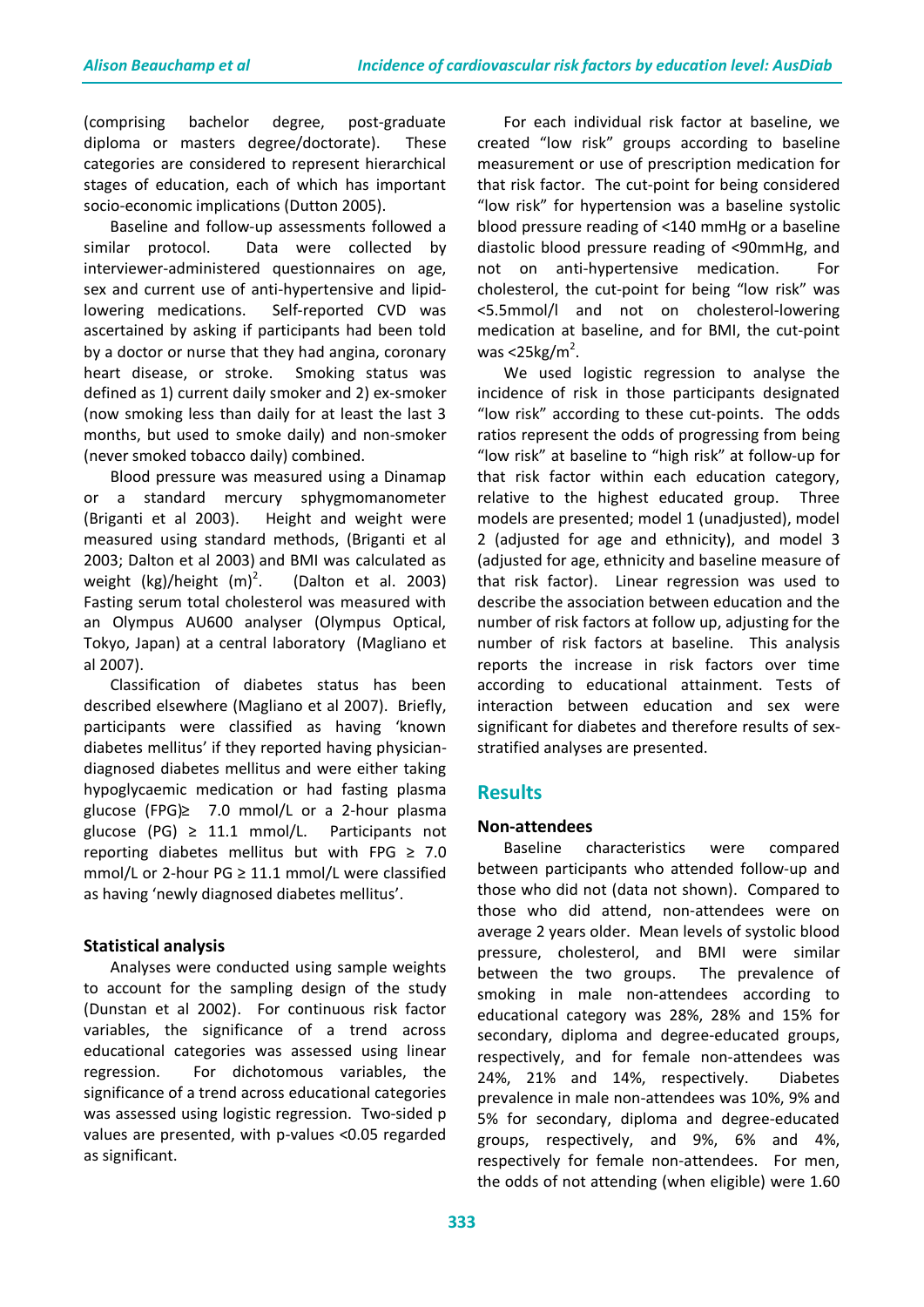(comprising bachelor degree, post-graduate diploma or masters degree/doctorate). These categories are considered to represent hierarchical stages of education, each of which has important socio-economic implications (Dutton 2005).

Baseline and follow-up assessments followed a similar protocol. Data were collected by interviewer-administered questionnaires on age, sex and current use of anti-hypertensive and lipid-lowering medications. Self-reported CVD was ascertained by asking if participants had been told by a doctor or nurse that they had angina, coronary heart disease, or stroke. Smoking status was defined as 1) current daily smoker and 2) ex-smoker (now smoking less than daily for at least the last 3 months, but used to smoke daily) and non-smoker (never smoked tobacco daily) combined.

Blood pressure was measured using a Dinamap or a standard mercury sphygmomanometer (Briganti et al 2003). Height and weight were measured using standard methods, (Briganti et al 2003; Dalton et al 2003) and BMI was calculated as weight (kg)/height $(m)^2$. (Dalton et al. 2003) Fasting serum total cholesterol was measured with an Olympus AU600 analyser (Olympus Optical, Tokyo, Japan) at a central laboratory (Magliano et al 2007).

Classification of diabetes status has been described elsewhere (Magliano et al 2007). Briefly, participants were classified as having 'known diabetes mellitus' if they reported having physician-diagnosed diabetes mellitus and were either taking hypoglycaemic medication or had fasting plasma glucose (FPG)≥ 7.0 mmol/L or a 2-hour plasma glucose (PG) ≥ 11.1 mmol/L. Participants not reporting diabetes mellitus but with FPG ≥ 7.0 mmol/L or 2-hour PG ≥ 11.1 mmol/L were classified as having 'newly diagnosed diabetes mellitus'.

### Statistical analysis

Analyses were conducted using sample weights to account for the sampling design of the study (Dunstan et al 2002). For continuous risk factor variables, the significance of a trend across educational categories was assessed using linear regression. For dichotomous variables, the significance of a trend across educational categories was assessed using logistic regression. Two-sided p values are presented, with p-values <0.05 regarded as significant.

For each individual risk factor at baseline, we created "low risk" groups according to baseline measurement or use of prescription medication for that risk factor. The cut-point for being considered "low risk" for hypertension was a baseline systolic blood pressure reading of <140 mmHg or a baseline diastolic blood pressure reading of <90mmHg, and not on anti-hypertensive medication. For cholesterol, the cut-point for being "low risk" was <5.5mmol/l and not on cholesterol-lowering medication at baseline, and for BMI, the cut-point was <25kg/m$^2$.

We used logistic regression to analyse the incidence of risk in those participants designated "low risk" according to these cut-points. The odds ratios represent the odds of progressing from being "low risk" at baseline to "high risk" at follow-up for that risk factor within each education category, relative to the highest educated group. Three models are presented; model 1 (unadjusted), model 2 (adjusted for age and ethnicity), and model 3 (adjusted for age, ethnicity and baseline measure of that risk factor). Linear regression was used to describe the association between education and the number of risk factors at follow up, adjusting for the number of risk factors at baseline. This analysis reports the increase in risk factors over time according to educational attainment. Tests of interaction between education and sex were significant for diabetes and therefore results of sex-stratified analyses are presented.

## Results

### Non-attendees

Baseline characteristics were compared between participants who attended follow-up and those who did not (data not shown). Compared to those who did attend, non-attendees were on average 2 years older. Mean levels of systolic blood pressure, cholesterol, and BMI were similar between the two groups. The prevalence of smoking in male non-attendees according to educational category was 28%, 28% and 15% for secondary, diploma and degree-educated groups, respectively, and for female non-attendees was 24%, 21% and 14%, respectively. Diabetes prevalence in male non-attendees was 10%, 9% and 5% for secondary, diploma and degree-educated groups, respectively, and 9%, 6% and 4%, respectively for female non-attendees. For men, the odds of not attending (when eligible) were 1.60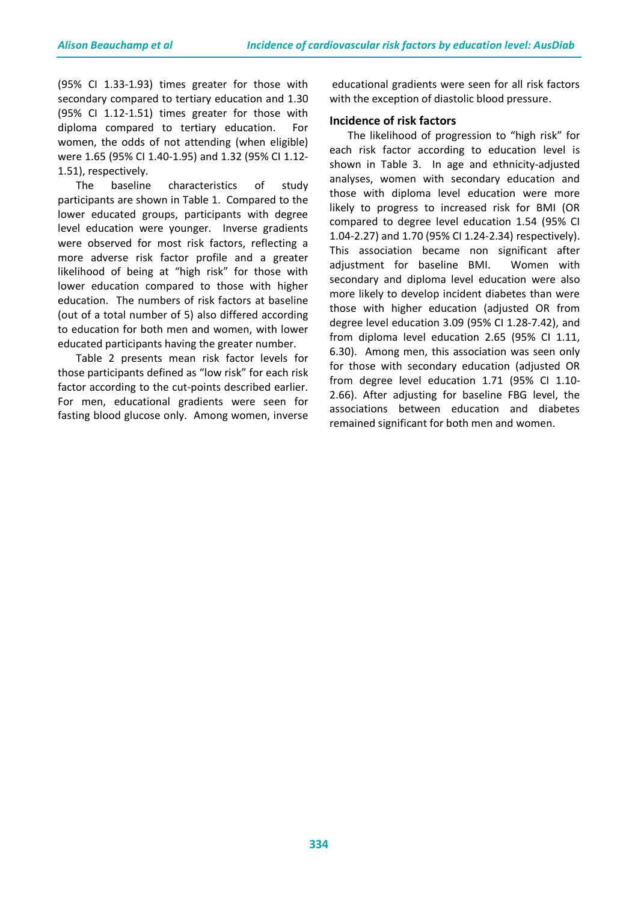(95% CI 1.33-1.93) times greater for those with secondary compared to tertiary education and 1.30 (95% CI 1.12-1.51) times greater for those with diploma compared to tertiary education. For women, the odds of not attending (when eligible) were 1.65 (95% CI 1.40-1.95) and 1.32 (95% CI 1.12-1.51), respectively.

The baseline characteristics of study participants are shown in Table 1. Compared to the lower educated groups, participants with degree level education were younger. Inverse gradients were observed for most risk factors, reflecting a more adverse risk factor profile and a greater likelihood of being at "high risk" for those with lower education compared to those with higher education. The numbers of risk factors at baseline (out of a total number of 5) also differed according to education for both men and women, with lower educated participants having the greater number.

Table 2 presents mean risk factor levels for those participants defined as "low risk" for each risk factor according to the cut-points described earlier. For men, educational gradients were seen for fasting blood glucose only. Among women, inverse educational gradients were seen for all risk factors with the exception of diastolic blood pressure.

### Incidence of risk factors

The likelihood of progression to "high risk" for each risk factor according to education level is shown in Table 3. In age and ethnicity-adjusted analyses, women with secondary education and those with diploma level education were more likely to progress to increased risk for BMI (OR compared to degree level education 1.54 (95% CI 1.04-2.27) and 1.70 (95% CI 1.24-2.34) respectively). This association became non significant after adjustment for baseline BMI. Women with secondary and diploma level education were also more likely to develop incident diabetes than were those with higher education (adjusted OR from degree level education 3.09 (95% CI 1.28-7.42), and from diploma level education 2.65 (95% CI 1.11, 6.30). Among men, this association was seen only for those with secondary education (adjusted OR from degree level education 1.71 (95% CI 1.10-2.66). After adjusting for baseline FBG level, the associations between education and diabetes remained significant for both men and women.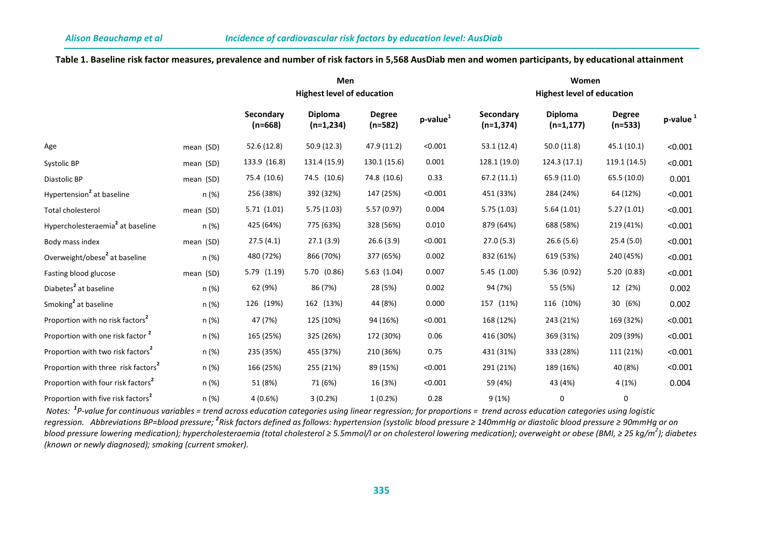**Table 1. Baseline risk factor measures, prevalence and number of risk factors in 5,568 AusDiab men and women participants, by educational attainment**

| | | Men | | | | Women | | | |
|---|---|---|---|---|---|---|---|---|---|
| | | Highest level of education | | | | Highest level of education | | | |
| | | Secondary (n=668) | Diploma (n=1,234) | Degree (n=582) | p-value[1] | Secondary (n=1,374) | Diploma (n=1,177) | Degree (n=533) | p-value [1] |
| Age | mean (SD) | 52.6 (12.8) | 50.9 (12.3) | 47.9 (11.2) | <0.001 | 53.1 (12.4) | 50.0 (11.8) | 45.1 (10.1) | <0.001 |
| Systolic BP | mean (SD) | 133.9 (16.8) | 131.4 (15.9) | 130.1 (15.6) | 0.001 | 128.1 (19.0) | 124.3 (17.1) | 119.1 (14.5) | <0.001 |
| Diastolic BP | mean (SD) | 75.4 (10.6) | 74.5 (10.6) | 74.8 (10.6) | 0.33 | 67.2 (11.1) | 65.9 (11.0) | 65.5 (10.0) | 0.001 |
| Hypertension[2] at baseline | n (%) | 256 (38%) | 392 (32%) | 147 (25%) | <0.001 | 451 (33%) | 284 (24%) | 64 (12%) | <0.001 |
| Total cholesterol | mean (SD) | 5.71 (1.01) | 5.75 (1.03) | 5.57 (0.97) | 0.004 | 5.75 (1.03) | 5.64 (1.01) | 5.27 (1.01) | <0.001 |
| Hypercholesteraemia[2] at baseline | n (%) | 425 (64%) | 775 (63%) | 328 (56%) | 0.010 | 879 (64%) | 688 (58%) | 219 (41%) | <0.001 |
| Body mass index | mean (SD) | 27.5 (4.1) | 27.1 (3.9) | 26.6 (3.9) | <0.001 | 27.0 (5.3) | 26.6 (5.6) | 25.4 (5.0) | <0.001 |
| Overweight/obese[2] at baseline | n (%) | 480 (72%) | 866 (70%) | 377 (65%) | 0.002 | 832 (61%) | 619 (53%) | 240 (45%) | <0.001 |
| Fasting blood glucose | mean (SD) | 5.79 (1.19) | 5.70 (0.86) | 5.63 (1.04) | 0.007 | 5.45 (1.00) | 5.36 (0.92) | 5.20 (0.83) | <0.001 |
| Diabetes[2] at baseline | n (%) | 62 (9%) | 86 (7%) | 28 (5%) | 0.002 | 94 (7%) | 55 (5%) | 12 (2%) | 0.002 |
| Smoking[2] at baseline | n (%) | 126 (19%) | 162 (13%) | 44 (8%) | 0.000 | 157 (11%) | 116 (10%) | 30 (6%) | 0.002 |
| Proportion with no risk factors[2] | n (%) | 47 (7%) | 125 (10%) | 94 (16%) | <0.001 | 168 (12%) | 243 (21%) | 169 (32%) | <0.001 |
| Proportion with one risk factor [2] | n (%) | 165 (25%) | 325 (26%) | 172 (30%) | 0.06 | 416 (30%) | 369 (31%) | 209 (39%) | <0.001 |
| Proportion with two risk factors[2] | n (%) | 235 (35%) | 455 (37%) | 210 (36%) | 0.75 | 431 (31%) | 333 (28%) | 111 (21%) | <0.001 |
| Proportion with three risk factors[2] | n (%) | 166 (25%) | 255 (21%) | 89 (15%) | <0.001 | 291 (21%) | 189 (16%) | 40 (8%) | <0.001 |
| Proportion with four risk factors[2] | n (%) | 51 (8%) | 71 (6%) | 16 (3%) | <0.001 | 59 (4%) | 43 (4%) | 4 (1%) | 0.004 |
| Proportion with five risk factors[2] | n (%) | 4 (0.6%) | 3 (0.2%) | 1 (0.2%) | 0.28 | 9 (1%) | 0 | 0 | |

*Notes: [1]P-value for continuous variables = trend across education categories using linear regression; for proportions = trend across education categories using logistic regression. Abbreviations BP=blood pressure; [2]Risk factors defined as follows: hypertension (systolic blood pressure ≥ 140mmHg or diastolic blood pressure ≥ 90mmHg or on blood pressure lowering medication); hypercholesteraemia (total cholesterol ≥ 5.5mmol/l or on cholesterol lowering medication); overweight or obese (BMI, ≥ 25 kg/m$^2$); diabetes (known or newly diagnosed); smoking (current smoker).*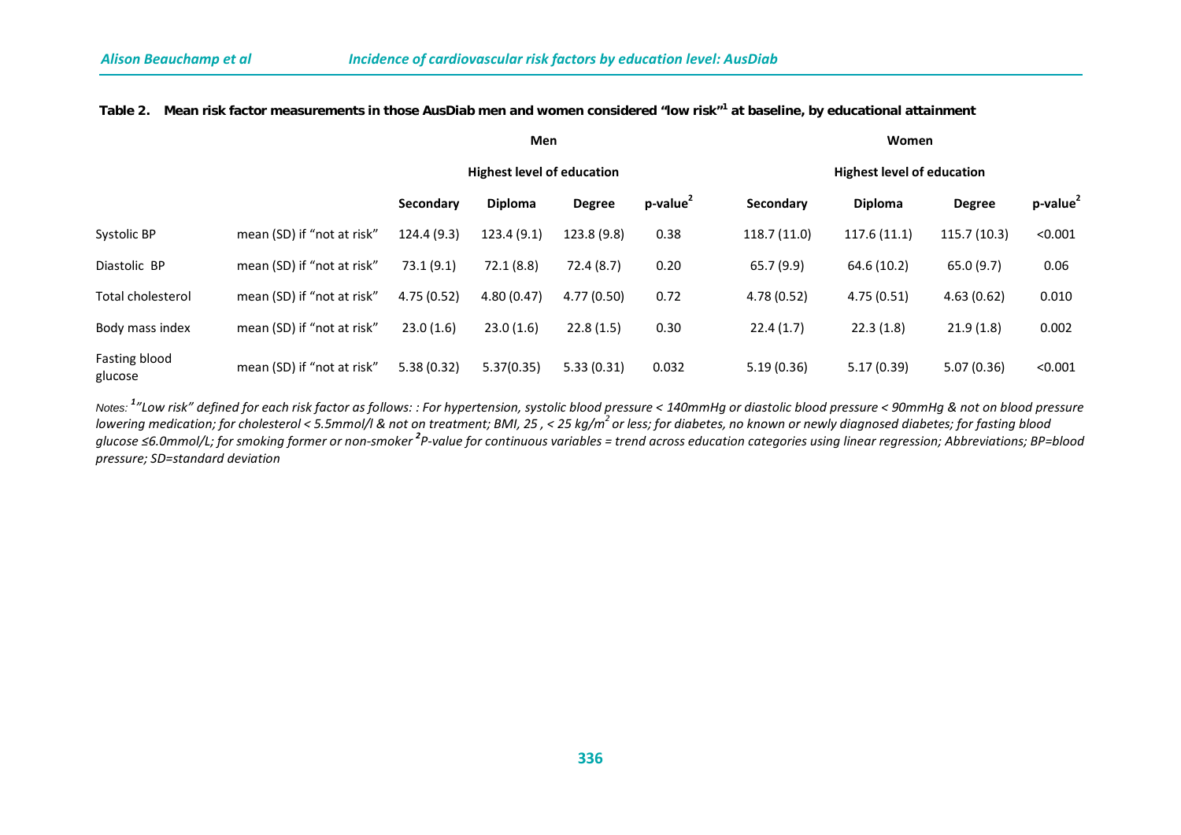**Table 2. Mean risk factor measurements in those AusDiab men and women considered "low risk"[1] at baseline, by educational attainment**

| | | Men | | | | Women | | | |
|---|---|---|---|---|---|---|---|---|---|
| | | Highest level of education | | | | Highest level of education | | | |
| | | Secondary | Diploma | Degree | p-value[2] | Secondary | Diploma | Degree | p-value[2] |
| Systolic BP | mean (SD) if "not at risk" | 124.4 (9.3) | 123.4 (9.1) | 123.8 (9.8) | 0.38 | 118.7 (11.0) | 117.6 (11.1) | 115.7 (10.3) | <0.001 |
| Diastolic BP | mean (SD) if "not at risk" | 73.1 (9.1) | 72.1 (8.8) | 72.4 (8.7) | 0.20 | 65.7 (9.9) | 64.6 (10.2) | 65.0 (9.7) | 0.06 |
| Total cholesterol | mean (SD) if "not at risk" | 4.75 (0.52) | 4.80 (0.47) | 4.77 (0.50) | 0.72 | 4.78 (0.52) | 4.75 (0.51) | 4.63 (0.62) | 0.010 |
| Body mass index | mean (SD) if "not at risk" | 23.0 (1.6) | 23.0 (1.6) | 22.8 (1.5) | 0.30 | 22.4 (1.7) | 22.3 (1.8) | 21.9 (1.8) | 0.002 |
| Fasting blood glucose | mean (SD) if "not at risk" | 5.38 (0.32) | 5.37(0.35) | 5.33 (0.31) | 0.032 | 5.19 (0.36) | 5.17 (0.39) | 5.07 (0.36) | <0.001 |

*Notes:* [1]*"Low risk" defined for each risk factor as follows: : For hypertension, systolic blood pressure < 140mmHg or diastolic blood pressure < 90mmHg & not on blood pressure lowering medication; for cholesterol < 5.5mmol/l & not on treatment; BMI, 25 , < 25 kg/m$^2$ or less; for diabetes, no known or newly diagnosed diabetes; for fasting blood glucose ≤6.0mmol/L; for smoking former or non-smoker* [2]*P-value for continuous variables = trend across education categories using linear regression; Abbreviations; BP=blood pressure; SD=standard deviation*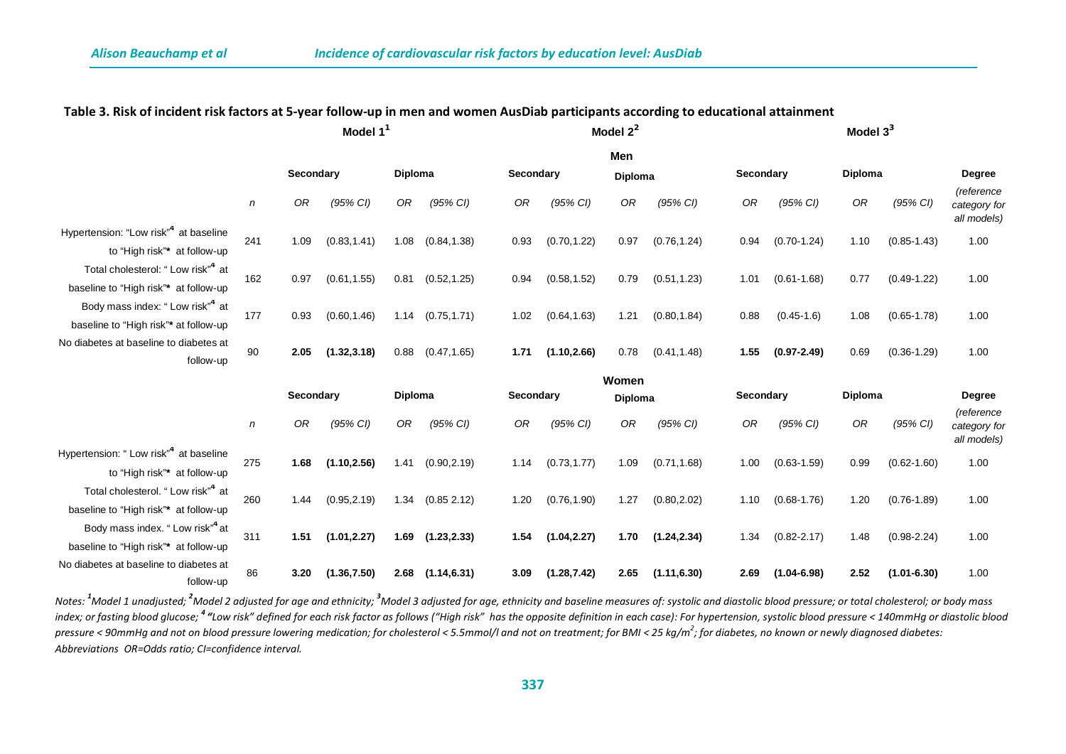**Table 3. Risk of incident risk factors at 5-year follow-up in men and women AusDiab participants according to educational attainment**

| | | Model 1[1] | | | | Model 2[2] | | | | Model 3[3] | | | | |
|---|---|---|---|---|---|---|---|---|---|---|---|---|---|---|
| **Men** | | | | | | | | | | | | | | |
| | | **Secondary** | | **Diploma** | | **Secondary** | | **Diploma** | | **Secondary** | | **Diploma** | | **Degree** |
| | *n* | *OR* | *(95% CI)* | *OR* | *(95% CI)* | *OR* | *(95% CI)* | *OR* | *(95% CI)* | *OR* | *(95% CI)* | *OR* | *(95% CI)* | *(reference category for all models)* |
| Hypertension: "Low risk"[4] at baseline to "High risk"* at follow-up | 241 | 1.09 | (0.83,1.41) | 1.08 | (0.84,1.38) | 0.93 | (0.70,1.22) | 0.97 | (0.76,1.24) | 0.94 | (0.70-1.24) | 1.10 | (0.85-1.43) | 1.00 |
| Total cholesterol: " Low risk"[4] at baseline to "High risk"* at follow-up | 162 | 0.97 | (0.61,1.55) | 0.81 | (0.52,1.25) | 0.94 | (0.58,1.52) | 0.79 | (0.51,1.23) | 1.01 | (0.61-1.68) | 0.77 | (0.49-1.22) | 1.00 |
| Body mass index: " Low risk"[4] at baseline to "High risk"* at follow-up | 177 | 0.93 | (0.60,1.46) | 1.14 | (0.75,1.71) | 1.02 | (0.64,1.63) | 1.21 | (0.80,1.84) | 0.88 | (0.45-1.6) | 1.08 | (0.65-1.78) | 1.00 |
| No diabetes at baseline to diabetes at follow-up | 90 | **2.05** | **(1.32,3.18)** | 0.88 | (0.47,1.65) | **1.71** | **(1.10,2.66)** | 0.78 | (0.41,1.48) | **1.55** | **(0.97-2.49)** | 0.69 | (0.36-1.29) | 1.00 |
| **Women** | | | | | | | | | | | | | | |
| | | **Secondary** | | **Diploma** | | **Secondary** | | **Diploma** | | **Secondary** | | **Diploma** | | **Degree** |
| | *n* | *OR* | *(95% CI)* | *OR* | *(95% CI)* | *OR* | *(95% CI)* | *OR* | *(95% CI)* | *OR* | *(95% CI)* | *OR* | *(95% CI)* | *(reference category for all models)* |
| Hypertension: " Low risk"[4] at baseline to "High risk"* at follow-up | 275 | **1.68** | **(1.10,2.56)** | 1.41 | (0.90,2.19) | 1.14 | (0.73,1.77) | 1.09 | (0.71,1.68) | 1.00 | (0.63-1.59) | 0.99 | (0.62-1.60) | 1.00 |
| Total cholesterol. " Low risk"[4] at baseline to "High risk"* at follow-up | 260 | 1.44 | (0.95,2.19) | 1.34 | (0.85 2.12) | 1.20 | (0.76,1.90) | 1.27 | (0.80,2.02) | 1.10 | (0.68-1.76) | 1.20 | (0.76-1.89) | 1.00 |
| Body mass index. " Low risk"[4] at baseline to "High risk"* at follow-up | 311 | **1.51** | **(1.01,2.27)** | **1.69** | **(1.23,2.33)** | **1.54** | **(1.04,2.27)** | **1.70** | **(1.24,2.34)** | 1.34 | (0.82-2.17) | 1.48 | (0.98-2.24) | 1.00 |
| No diabetes at baseline to diabetes at follow-up | 86 | **3.20** | **(1.36,7.50)** | **2.68** | **(1.14,6.31)** | **3.09** | **(1.28,7.42)** | **2.65** | **(1.11,6.30)** | **2.69** | **(1.04-6.98)** | **2.52** | **(1.01-6.30)** | 1.00 |

*Notes: [1]Model 1 unadjusted; [2]Model 2 adjusted for age and ethnicity; [3]Model 3 adjusted for age, ethnicity and baseline measures of: systolic and diastolic blood pressure; or total cholesterol; or body mass index; or fasting blood glucose; [4] "Low risk" defined for each risk factor as follows ("High risk" has the opposite definition in each case): For hypertension, systolic blood pressure < 140mmHg or diastolic blood pressure < 90mmHg and not on blood pressure lowering medication; for cholesterol < 5.5mmol/l and not on treatment; for BMI < 25 kg/m$^2$; for diabetes, no known or newly diagnosed diabetes: Abbreviations OR=Odds ratio; CI=confidence interval.*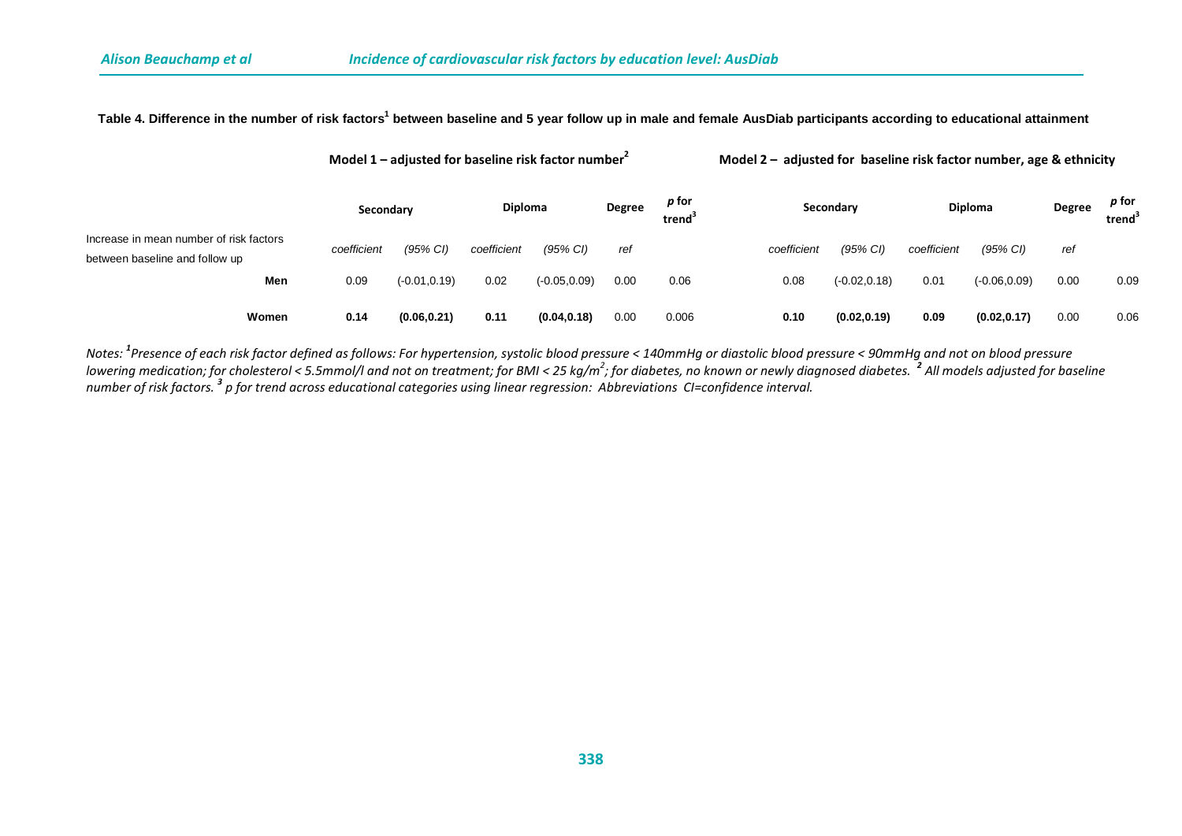**Table 4. Difference in the number of risk factors[1] between baseline and 5 year follow up in male and female AusDiab participants according to educational attainment**

| | Model 1 – adjusted for baseline risk factor number[2] | | | | | | Model 2 – adjusted for baseline risk factor number, age & ethnicity | | | | | |
|---|---|---|---|---|---|---|---|---|---|---|---|---|
| | Secondary | | Diploma | | Degree | *p* for trend[3] | Secondary | | Diploma | | Degree | *p* for trend[3] |
| Increase in mean number of risk factors between baseline and follow up | *coefficient* | *(95% CI)* | *coefficient* | *(95% CI)* | *ref* | | *coefficient* | *(95% CI)* | *coefficient* | *(95% CI)* | *ref* | |
| **Men** | 0.09 | (-0.01,0.19) | 0.02 | (-0.05,0.09) | 0.00 | 0.06 | 0.08 | (-0.02,0.18) | 0.01 | (-0.06,0.09) | 0.00 | 0.09 |
| **Women** | **0.14** | **(0.06,0.21)** | **0.11** | **(0.04,0.18)** | 0.00 | 0.006 | **0.10** | **(0.02,0.19)** | **0.09** | **(0.02,0.17)** | 0.00 | 0.06 |

*Notes: [1]Presence of each risk factor defined as follows: For hypertension, systolic blood pressure < 140mmHg or diastolic blood pressure < 90mmHg and not on blood pressure lowering medication; for cholesterol < 5.5mmol/l and not on treatment; for BMI < 25 kg/m$^2$; for diabetes, no known or newly diagnosed diabetes. [2] All models adjusted for baseline number of risk factors. [3] p for trend across educational categories using linear regression: Abbreviations CI=confidence interval.*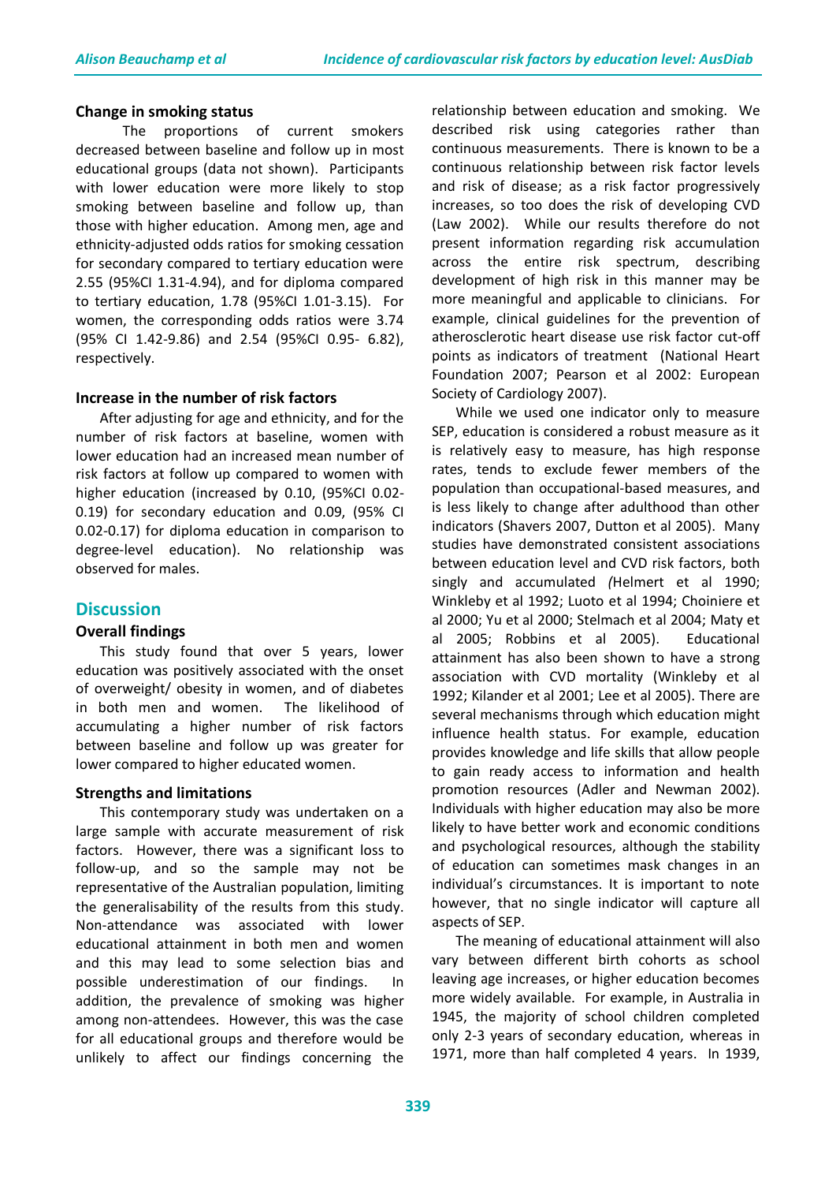### Change in smoking status

The proportions of current smokers decreased between baseline and follow up in most educational groups (data not shown). Participants with lower education were more likely to stop smoking between baseline and follow up, than those with higher education. Among men, age and ethnicity-adjusted odds ratios for smoking cessation for secondary compared to tertiary education were 2.55 (95%CI 1.31-4.94), and for diploma compared to tertiary education, 1.78 (95%CI 1.01-3.15). For women, the corresponding odds ratios were 3.74 (95% CI 1.42-9.86) and 2.54 (95%CI 0.95- 6.82), respectively.

### Increase in the number of risk factors

After adjusting for age and ethnicity, and for the number of risk factors at baseline, women with lower education had an increased mean number of risk factors at follow up compared to women with higher education (increased by 0.10, (95%CI 0.02-0.19) for secondary education and 0.09, (95% CI 0.02-0.17) for diploma education in comparison to degree-level education). No relationship was observed for males.

## Discussion

### Overall findings

This study found that over 5 years, lower education was positively associated with the onset of overweight/ obesity in women, and of diabetes in both men and women. The likelihood of accumulating a higher number of risk factors between baseline and follow up was greater for lower compared to higher educated women.

### Strengths and limitations

This contemporary study was undertaken on a large sample with accurate measurement of risk factors. However, there was a significant loss to follow-up, and so the sample may not be representative of the Australian population, limiting the generalisability of the results from this study. Non-attendance was associated with lower educational attainment in both men and women and this may lead to some selection bias and possible underestimation of our findings. In addition, the prevalence of smoking was higher among non-attendees. However, this was the case for all educational groups and therefore would be unlikely to affect our findings concerning the relationship between education and smoking. We described risk using categories rather than continuous measurements. There is known to be a continuous relationship between risk factor levels and risk of disease; as a risk factor progressively increases, so too does the risk of developing CVD (Law 2002). While our results therefore do not present information regarding risk accumulation across the entire risk spectrum, describing development of high risk in this manner may be more meaningful and applicable to clinicians. For example, clinical guidelines for the prevention of atherosclerotic heart disease use risk factor cut-off points as indicators of treatment (National Heart Foundation 2007; Pearson et al 2002: European Society of Cardiology 2007).

While we used one indicator only to measure SEP, education is considered a robust measure as it is relatively easy to measure, has high response rates, tends to exclude fewer members of the population than occupational-based measures, and is less likely to change after adulthood than other indicators (Shavers 2007, Dutton et al 2005). Many studies have demonstrated consistent associations between education level and CVD risk factors, both singly and accumulated *(*Helmert et al 1990; Winkleby et al 1992; Luoto et al 1994; Choiniere et al 2000; Yu et al 2000; Stelmach et al 2004; Maty et al 2005; Robbins et al 2005). Educational attainment has also been shown to have a strong association with CVD mortality (Winkleby et al 1992; Kilander et al 2001; Lee et al 2005). There are several mechanisms through which education might influence health status. For example, education provides knowledge and life skills that allow people to gain ready access to information and health promotion resources (Adler and Newman 2002). Individuals with higher education may also be more likely to have better work and economic conditions and psychological resources, although the stability of education can sometimes mask changes in an individual's circumstances. It is important to note however, that no single indicator will capture all aspects of SEP.

The meaning of educational attainment will also vary between different birth cohorts as school leaving age increases, or higher education becomes more widely available. For example, in Australia in 1945, the majority of school children completed only 2-3 years of secondary education, whereas in 1971, more than half completed 4 years. In 1939,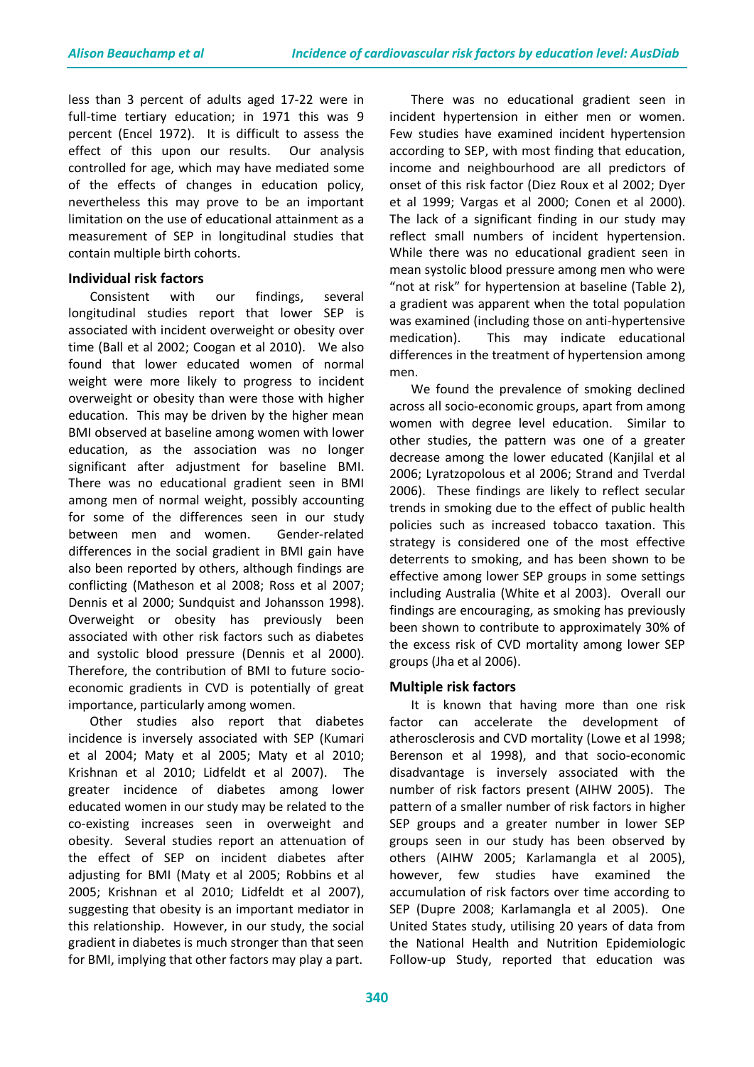less than 3 percent of adults aged 17-22 were in full-time tertiary education; in 1971 this was 9 percent (Encel 1972). It is difficult to assess the effect of this upon our results. Our analysis controlled for age, which may have mediated some of the effects of changes in education policy, nevertheless this may prove to be an important limitation on the use of educational attainment as a measurement of SEP in longitudinal studies that contain multiple birth cohorts.

### Individual risk factors

Consistent with our findings, several longitudinal studies report that lower SEP is associated with incident overweight or obesity over time (Ball et al 2002; Coogan et al 2010). We also found that lower educated women of normal weight were more likely to progress to incident overweight or obesity than were those with higher education. This may be driven by the higher mean BMI observed at baseline among women with lower education, as the association was no longer significant after adjustment for baseline BMI. There was no educational gradient seen in BMI among men of normal weight, possibly accounting for some of the differences seen in our study between men and women. Gender-related differences in the social gradient in BMI gain have also been reported by others, although findings are conflicting (Matheson et al 2008; Ross et al 2007; Dennis et al 2000; Sundquist and Johansson 1998). Overweight or obesity has previously been associated with other risk factors such as diabetes and systolic blood pressure (Dennis et al 2000). Therefore, the contribution of BMI to future socio-economic gradients in CVD is potentially of great importance, particularly among women.

Other studies also report that diabetes incidence is inversely associated with SEP (Kumari et al 2004; Maty et al 2005; Maty et al 2010; Krishnan et al 2010; Lidfeldt et al 2007). The greater incidence of diabetes among lower educated women in our study may be related to the co-existing increases seen in overweight and obesity. Several studies report an attenuation of the effect of SEP on incident diabetes after adjusting for BMI (Maty et al 2005; Robbins et al 2005; Krishnan et al 2010; Lidfeldt et al 2007), suggesting that obesity is an important mediator in this relationship. However, in our study, the social gradient in diabetes is much stronger than that seen for BMI, implying that other factors may play a part.

There was no educational gradient seen in incident hypertension in either men or women. Few studies have examined incident hypertension according to SEP, with most finding that education, income and neighbourhood are all predictors of onset of this risk factor (Diez Roux et al 2002; Dyer et al 1999; Vargas et al 2000; Conen et al 2000). The lack of a significant finding in our study may reflect small numbers of incident hypertension. While there was no educational gradient seen in mean systolic blood pressure among men who were "not at risk" for hypertension at baseline (Table 2), a gradient was apparent when the total population was examined (including those on anti-hypertensive medication). This may indicate educational differences in the treatment of hypertension among men.

We found the prevalence of smoking declined across all socio-economic groups, apart from among women with degree level education. Similar to other studies, the pattern was one of a greater decrease among the lower educated (Kanjilal et al 2006; Lyratzopolous et al 2006; Strand and Tverdal 2006). These findings are likely to reflect secular trends in smoking due to the effect of public health policies such as increased tobacco taxation. This strategy is considered one of the most effective deterrents to smoking, and has been shown to be effective among lower SEP groups in some settings including Australia (White et al 2003). Overall our findings are encouraging, as smoking has previously been shown to contribute to approximately 30% of the excess risk of CVD mortality among lower SEP groups (Jha et al 2006).

### Multiple risk factors

It is known that having more than one risk factor can accelerate the development of atherosclerosis and CVD mortality (Lowe et al 1998; Berenson et al 1998), and that socio-economic disadvantage is inversely associated with the number of risk factors present (AIHW 2005). The pattern of a smaller number of risk factors in higher SEP groups and a greater number in lower SEP groups seen in our study has been observed by others (AIHW 2005; Karlamangla et al 2005), however, few studies have examined the accumulation of risk factors over time according to SEP (Dupre 2008; Karlamangla et al 2005). One United States study, utilising 20 years of data from the National Health and Nutrition Epidemiologic Follow-up Study, reported that education was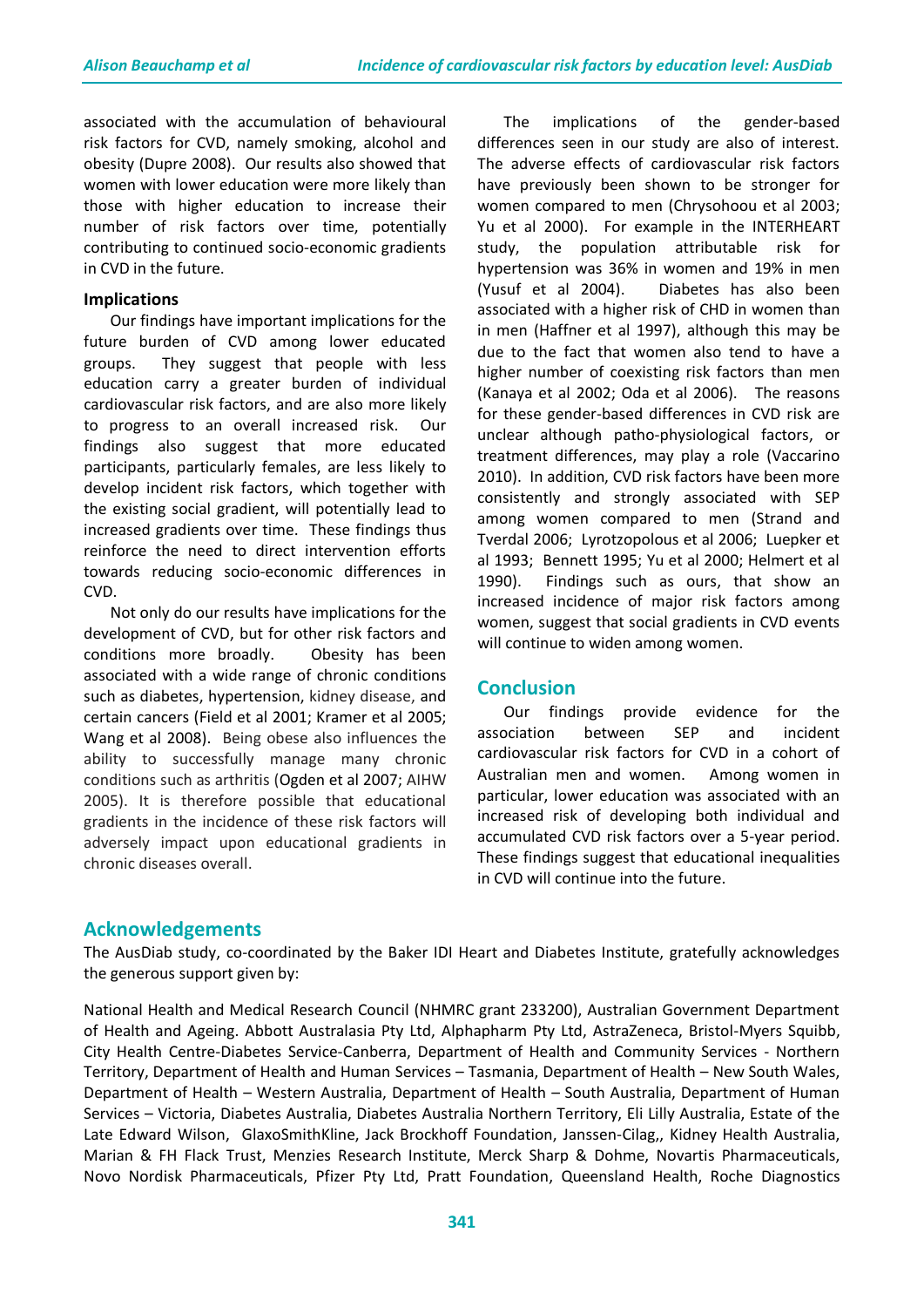associated with the accumulation of behavioural risk factors for CVD, namely smoking, alcohol and obesity (Dupre 2008). Our results also showed that women with lower education were more likely than those with higher education to increase their number of risk factors over time, potentially contributing to continued socio-economic gradients in CVD in the future.

**Implications**

Our findings have important implications for the future burden of CVD among lower educated groups. They suggest that people with less education carry a greater burden of individual cardiovascular risk factors, and are also more likely to progress to an overall increased risk. Our findings also suggest that more educated participants, particularly females, are less likely to develop incident risk factors, which together with the existing social gradient, will potentially lead to increased gradients over time. These findings thus reinforce the need to direct intervention efforts towards reducing socio-economic differences in CVD.

Not only do our results have implications for the development of CVD, but for other risk factors and conditions more broadly. Obesity has been associated with a wide range of chronic conditions such as diabetes, hypertension, kidney disease, and certain cancers (Field et al 2001; Kramer et al 2005; Wang et al 2008). Being obese also influences the ability to successfully manage many chronic conditions such as arthritis (Ogden et al 2007; AIHW 2005). It is therefore possible that educational gradients in the incidence of these risk factors will adversely impact upon educational gradients in chronic diseases overall.

The implications of the gender-based differences seen in our study are also of interest. The adverse effects of cardiovascular risk factors have previously been shown to be stronger for women compared to men (Chrysohoou et al 2003; Yu et al 2000). For example in the INTERHEART study, the population attributable risk for hypertension was 36% in women and 19% in men (Yusuf et al 2004). Diabetes has also been associated with a higher risk of CHD in women than in men (Haffner et al 1997), although this may be due to the fact that women also tend to have a higher number of coexisting risk factors than men (Kanaya et al 2002; Oda et al 2006). The reasons for these gender-based differences in CVD risk are unclear although patho-physiological factors, or treatment differences, may play a role (Vaccarino 2010). In addition, CVD risk factors have been more consistently and strongly associated with SEP among women compared to men (Strand and Tverdal 2006; Lyrotzopolous et al 2006; Luepker et al 1993; Bennett 1995; Yu et al 2000; Helmert et al 1990). Findings such as ours, that show an increased incidence of major risk factors among women, suggest that social gradients in CVD events will continue to widen among women.

## Conclusion

Our findings provide evidence for the association between SEP and incident cardiovascular risk factors for CVD in a cohort of Australian men and women. Among women in particular, lower education was associated with an increased risk of developing both individual and accumulated CVD risk factors over a 5-year period. These findings suggest that educational inequalities in CVD will continue into the future.

## Acknowledgements

The AusDiab study, co-coordinated by the Baker IDI Heart and Diabetes Institute, gratefully acknowledges the generous support given by:

National Health and Medical Research Council (NHMRC grant 233200), Australian Government Department of Health and Ageing. Abbott Australasia Pty Ltd, Alphapharm Pty Ltd, AstraZeneca, Bristol-Myers Squibb, City Health Centre-Diabetes Service-Canberra, Department of Health and Community Services - Northern Territory, Department of Health and Human Services – Tasmania, Department of Health – New South Wales, Department of Health – Western Australia, Department of Health – South Australia, Department of Human Services – Victoria, Diabetes Australia, Diabetes Australia Northern Territory, Eli Lilly Australia, Estate of the Late Edward Wilson, GlaxoSmithKline, Jack Brockhoff Foundation, Janssen-Cilag,, Kidney Health Australia, Marian & FH Flack Trust, Menzies Research Institute, Merck Sharp & Dohme, Novartis Pharmaceuticals, Novo Nordisk Pharmaceuticals, Pfizer Pty Ltd, Pratt Foundation, Queensland Health, Roche Diagnostics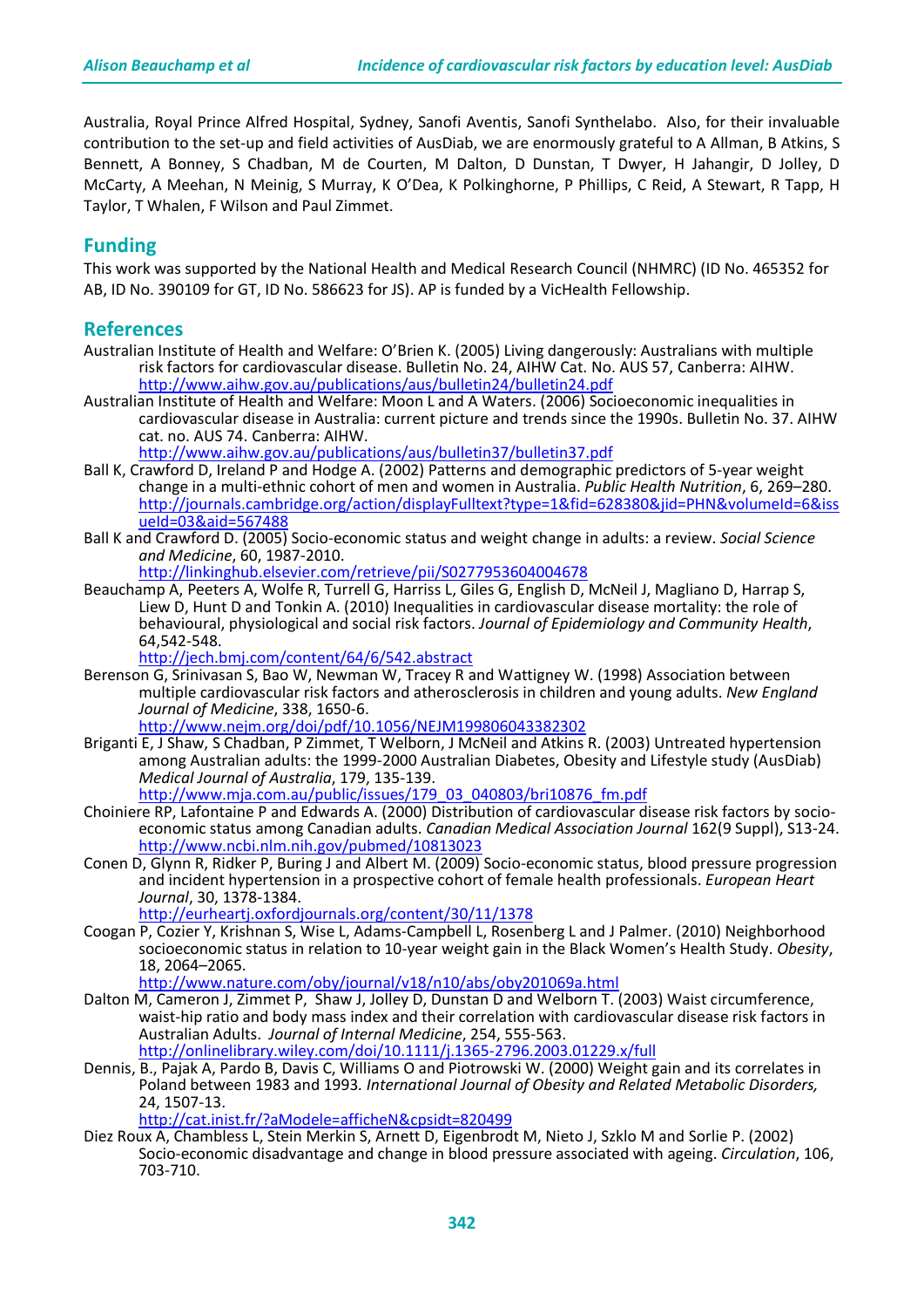Australia, Royal Prince Alfred Hospital, Sydney, Sanofi Aventis, Sanofi Synthelabo. Also, for their invaluable contribution to the set-up and field activities of AusDiab, we are enormously grateful to A Allman, B Atkins, S Bennett, A Bonney, S Chadban, M de Courten, M Dalton, D Dunstan, T Dwyer, H Jahangir, D Jolley, D McCarty, A Meehan, N Meinig, S Murray, K O'Dea, K Polkinghorne, P Phillips, C Reid, A Stewart, R Tapp, H Taylor, T Whalen, F Wilson and Paul Zimmet.

## Funding

This work was supported by the National Health and Medical Research Council (NHMRC) (ID No. 465352 for AB, ID No. 390109 for GT, ID No. 586623 for JS). AP is funded by a VicHealth Fellowship.

## References

Australian Institute of Health and Welfare: O'Brien K. (2005) Living dangerously: Australians with multiple risk factors for cardiovascular disease. Bulletin No. 24, AIHW Cat. No. AUS 57, Canberra: AIHW. http://www.aihw.gov.au/publications/aus/bulletin24/bulletin24.pdf

Australian Institute of Health and Welfare: Moon L and A Waters. (2006) Socioeconomic inequalities in cardiovascular disease in Australia: current picture and trends since the 1990s. Bulletin No. 37. AIHW cat. no. AUS 74. Canberra: AIHW. http://www.aihw.gov.au/publications/aus/bulletin37/bulletin37.pdf

Ball K, Crawford D, Ireland P and Hodge A. (2002) Patterns and demographic predictors of 5-year weight change in a multi-ethnic cohort of men and women in Australia. *Public Health Nutrition*, 6, 269–280. http://journals.cambridge.org/action/displayFulltext?type=1&fid=628380&jid=PHN&volumeId=6&issueId=03&aid=567488

Ball K and Crawford D. (2005) Socio-economic status and weight change in adults: a review. *Social Science and Medicine*, 60, 1987-2010. http://linkinghub.elsevier.com/retrieve/pii/S0277953604004678

Beauchamp A, Peeters A, Wolfe R, Turrell G, Harriss L, Giles G, English D, McNeil J, Magliano D, Harrap S, Liew D, Hunt D and Tonkin A. (2010) Inequalities in cardiovascular disease mortality: the role of behavioural, physiological and social risk factors. *Journal of Epidemiology and Community Health*, 64,542-548. http://jech.bmj.com/content/64/6/542.abstract

Berenson G, Srinivasan S, Bao W, Newman W, Tracey R and Wattigney W. (1998) Association between multiple cardiovascular risk factors and atherosclerosis in children and young adults. *New England Journal of Medicine*, 338, 1650-6. http://www.nejm.org/doi/pdf/10.1056/NEJM199806043382302

Briganti E, J Shaw, S Chadban, P Zimmet, T Welborn, J McNeil and Atkins R. (2003) Untreated hypertension among Australian adults: the 1999-2000 Australian Diabetes, Obesity and Lifestyle study (AusDiab) *Medical Journal of Australia*, 179, 135-139. http://www.mja.com.au/public/issues/179_03_040803/bri10876_fm.pdf

Choiniere RP, Lafontaine P and Edwards A. (2000) Distribution of cardiovascular disease risk factors by socio-economic status among Canadian adults. *Canadian Medical Association Journal* 162(9 Suppl), S13-24. http://www.ncbi.nlm.nih.gov/pubmed/10813023

Conen D, Glynn R, Ridker P, Buring J and Albert M. (2009) Socio-economic status, blood pressure progression and incident hypertension in a prospective cohort of female health professionals. *European Heart Journal*, 30, 1378-1384. http://eurheartj.oxfordjournals.org/content/30/11/1378

Coogan P, Cozier Y, Krishnan S, Wise L, Adams-Campbell L, Rosenberg L and J Palmer. (2010) Neighborhood socioeconomic status in relation to 10-year weight gain in the Black Women's Health Study. *Obesity*, 18, 2064–2065. http://www.nature.com/oby/journal/v18/n10/abs/oby201069a.html

Dalton M, Cameron J, Zimmet P, Shaw J, Jolley D, Dunstan D and Welborn T. (2003) Waist circumference, waist-hip ratio and body mass index and their correlation with cardiovascular disease risk factors in Australian Adults. *Journal of Internal Medicine*, 254, 555-563. http://onlinelibrary.wiley.com/doi/10.1111/j.1365-2796.2003.01229.x/full

Dennis, B., Pajak A, Pardo B, Davis C, Williams O and Piotrowski W. (2000) Weight gain and its correlates in Poland between 1983 and 1993. *International Journal of Obesity and Related Metabolic Disorders,* 24, 1507-13. http://cat.inist.fr/?aModele=afficheN&cpsidt=820499

Diez Roux A, Chambless L, Stein Merkin S, Arnett D, Eigenbrodt M, Nieto J, Szklo M and Sorlie P. (2002) Socio-economic disadvantage and change in blood pressure associated with ageing. *Circulation*, 106, 703-710.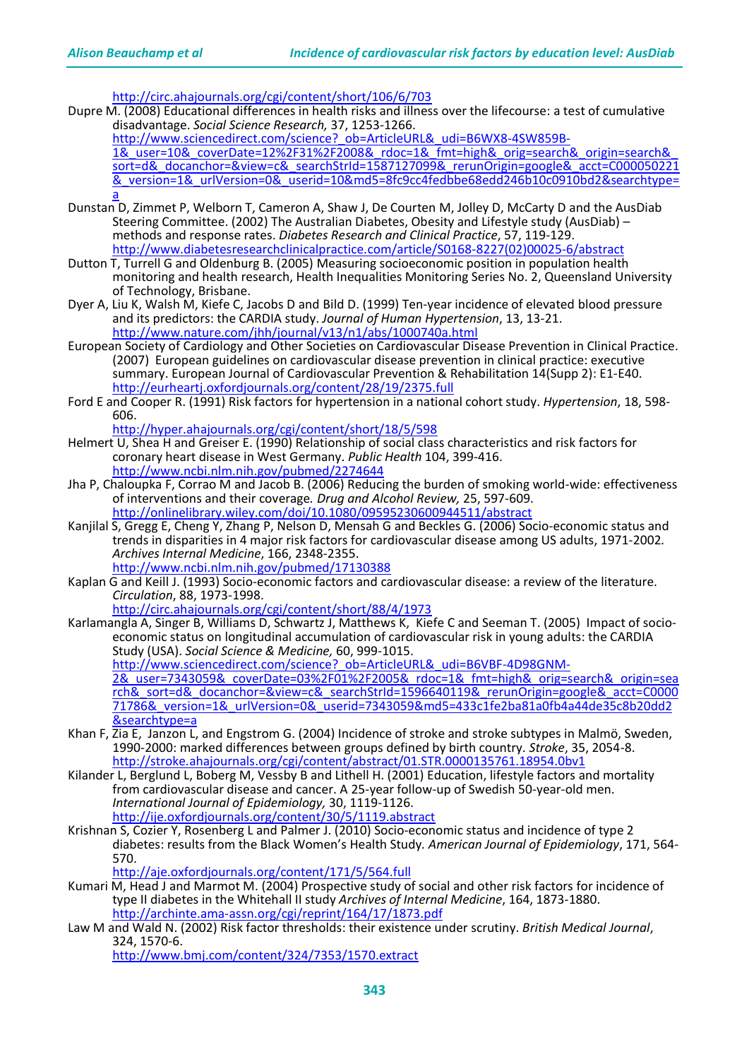http://circ.ahajournals.org/cgi/content/short/106/6/703

Dupre M. (2008) Educational differences in health risks and illness over the lifecourse: a test of cumulative disadvantage. *Social Science Research*, 37, 1253-1266. http://www.sciencedirect.com/science?_ob=ArticleURL&_udi=B6WX8-4SW859B-1&_user=10&_coverDate=12%2F31%2F2008&_rdoc=1&_fmt=high&_orig=search&_origin=search&_sort=d&_docanchor=&view=c&_searchStrId=1587127099&_rerunOrigin=google&_acct=C000050221&_version=1&_urlVersion=0&_userid=10&md5=8fc9cc4fedbbe68edd246b10c0910bd2&searchtype=a

Dunstan D, Zimmet P, Welborn T, Cameron A, Shaw J, De Courten M, Jolley D, McCarty D and the AusDiab Steering Committee. (2002) The Australian Diabetes, Obesity and Lifestyle study (AusDiab) – methods and response rates. *Diabetes Research and Clinical Practice*, 57, 119-129. http://www.diabetesresearchclinicalpractice.com/article/S0168-8227(02)00025-6/abstract

Dutton T, Turrell G and Oldenburg B. (2005) Measuring socioeconomic position in population health monitoring and health research, Health Inequalities Monitoring Series No. 2, Queensland University of Technology, Brisbane.

Dyer A, Liu K, Walsh M, Kiefe C, Jacobs D and Bild D. (1999) Ten-year incidence of elevated blood pressure and its predictors: the CARDIA study. *Journal of Human Hypertension*, 13, 13-21. http://www.nature.com/jhh/journal/v13/n1/abs/1000740a.html

European Society of Cardiology and Other Societies on Cardiovascular Disease Prevention in Clinical Practice. (2007) European guidelines on cardiovascular disease prevention in clinical practice: executive summary. European Journal of Cardiovascular Prevention & Rehabilitation 14(Supp 2): E1-E40. http://eurheartj.oxfordjournals.org/content/28/19/2375.full

Ford E and Cooper R. (1991) Risk factors for hypertension in a national cohort study. *Hypertension*, 18, 598-606. http://hyper.ahajournals.org/cgi/content/short/18/5/598

Helmert U, Shea H and Greiser E. (1990) Relationship of social class characteristics and risk factors for coronary heart disease in West Germany. *Public Health* 104, 399-416. http://www.ncbi.nlm.nih.gov/pubmed/2274644

Jha P, Chaloupka F, Corrao M and Jacob B. (2006) Reducing the burden of smoking world-wide: effectiveness of interventions and their coverage*. Drug and Alcohol Review,* 25, 597-609. http://onlinelibrary.wiley.com/doi/10.1080/09595230600944511/abstract

Kanjilal S, Gregg E, Cheng Y, Zhang P, Nelson D, Mensah G and Beckles G. (2006) Socio-economic status and trends in disparities in 4 major risk factors for cardiovascular disease among US adults, 1971-2002*. Archives Internal Medicine*, 166, 2348-2355. http://www.ncbi.nlm.nih.gov/pubmed/17130388

Kaplan G and Keill J. (1993) Socio-economic factors and cardiovascular disease: a review of the literature. *Circulation*, 88, 1973-1998. http://circ.ahajournals.org/cgi/content/short/88/4/1973

Karlamangla A, Singer B, Williams D, Schwartz J, Matthews K, Kiefe C and Seeman T. (2005) Impact of socio-economic status on longitudinal accumulation of cardiovascular risk in young adults: the CARDIA Study (USA). *Social Science & Medicine,* 60, 999-1015. http://www.sciencedirect.com/science?_ob=ArticleURL&_udi=B6VBF-4D98GNM-2&_user=7343059&_coverDate=03%2F01%2F2005&_rdoc=1&_fmt=high&_orig=search&_origin=search&_sort=d&_docanchor=&view=c&_searchStrId=1596640119&_rerunOrigin=google&_acct=C000071786&_version=1&_urlVersion=0&_userid=7343059&md5=433c1fe2ba81a0fb4a44de35c8b20dd2&searchtype=a

Khan F, Zia E, Janzon L, and Engstrom G. (2004) Incidence of stroke and stroke subtypes in Malmö, Sweden, 1990-2000: marked differences between groups defined by birth country. *Stroke*, 35, 2054-8. http://stroke.ahajournals.org/cgi/content/abstract/01.STR.0000135761.18954.0bv1

Kilander L, Berglund L, Boberg M, Vessby B and Lithell H. (2001) Education, lifestyle factors and mortality from cardiovascular disease and cancer. A 25-year follow-up of Swedish 50-year-old men. *International Journal of Epidemiology,* 30, 1119-1126. http://ije.oxfordjournals.org/content/30/5/1119.abstract

Krishnan S, Cozier Y, Rosenberg L and Palmer J. (2010) Socio-economic status and incidence of type 2 diabetes: results from the Black Women's Health Study*. American Journal of Epidemiology*, 171, 564-570. http://aje.oxfordjournals.org/content/171/5/564.full

Kumari M, Head J and Marmot M. (2004) Prospective study of social and other risk factors for incidence of type II diabetes in the Whitehall II study *Archives of Internal Medicine*, 164, 1873-1880. http://archinte.ama-assn.org/cgi/reprint/164/17/1873.pdf

Law M and Wald N. (2002) Risk factor thresholds: their existence under scrutiny. *British Medical Journal*, 324, 1570-6. http://www.bmj.com/content/324/7353/1570.extract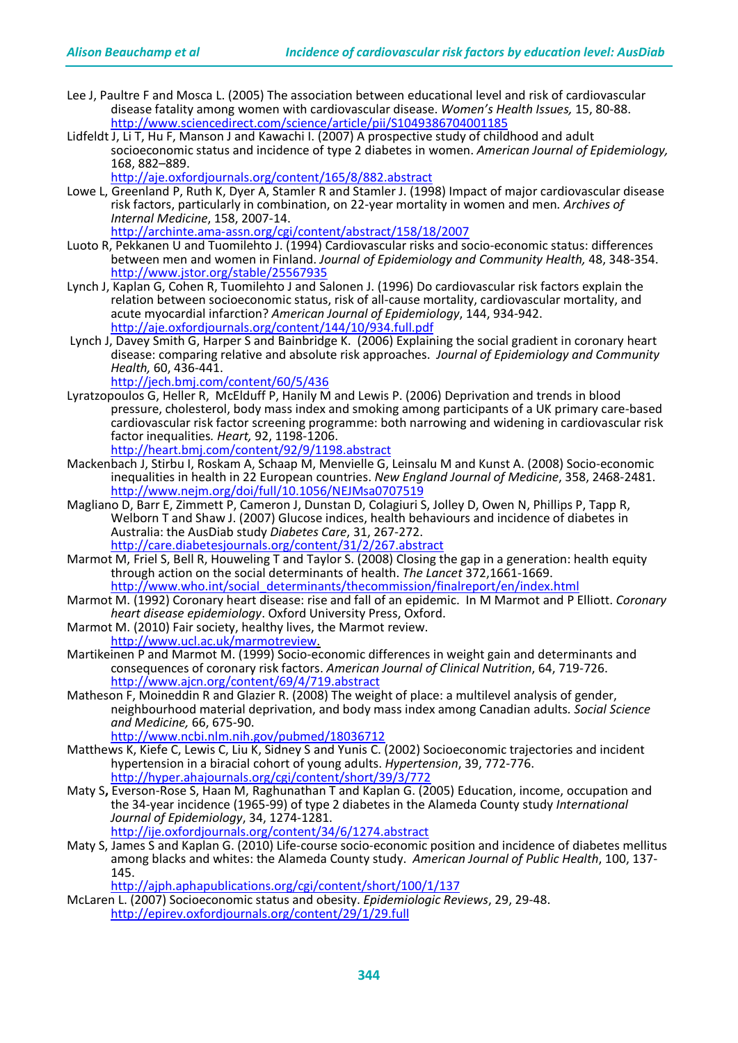Lee J, Paultre F and Mosca L. (2005) The association between educational level and risk of cardiovascular disease fatality among women with cardiovascular disease. *Women's Health Issues,* 15, 80-88. http://www.sciencedirect.com/science/article/pii/S1049386704001185

Lidfeldt J, Li T, Hu F, Manson J and Kawachi I. (2007) A prospective study of childhood and adult socioeconomic status and incidence of type 2 diabetes in women. *American Journal of Epidemiology,* 168, 882–889. http://aje.oxfordjournals.org/content/165/8/882.abstract

Lowe L, Greenland P, Ruth K, Dyer A, Stamler R and Stamler J. (1998) Impact of major cardiovascular disease risk factors, particularly in combination, on 22-year mortality in women and men. *Archives of Internal Medicine*, 158, 2007-14. http://archinte.ama-assn.org/cgi/content/abstract/158/18/2007

Luoto R, Pekkanen U and Tuomilehto J. (1994) Cardiovascular risks and socio-economic status: differences between men and women in Finland. *Journal of Epidemiology and Community Health,* 48, 348-354. http://www.jstor.org/stable/25567935

Lynch J, Kaplan G, Cohen R, Tuomilehto J and Salonen J. (1996) Do cardiovascular risk factors explain the relation between socioeconomic status, risk of all-cause mortality, cardiovascular mortality, and acute myocardial infarction? *American Journal of Epidemiology*, 144, 934-942. http://aje.oxfordjournals.org/content/144/10/934.full.pdf

Lynch J, Davey Smith G, Harper S and Bainbridge K. (2006) Explaining the social gradient in coronary heart disease: comparing relative and absolute risk approaches. *Journal of Epidemiology and Community Health,* 60, 436-441. http://jech.bmj.com/content/60/5/436

Lyratzopoulos G, Heller R, McElduff P, Hanily M and Lewis P. (2006) Deprivation and trends in blood pressure, cholesterol, body mass index and smoking among participants of a UK primary care-based cardiovascular risk factor screening programme: both narrowing and widening in cardiovascular risk factor inequalities. *Heart,* 92, 1198-1206. http://heart.bmj.com/content/92/9/1198.abstract

Mackenbach J, Stirbu I, Roskam A, Schaap M, Menvielle G, Leinsalu M and Kunst A. (2008) Socio-economic inequalities in health in 22 European countries. *New England Journal of Medicine*, 358, 2468-2481. http://www.nejm.org/doi/full/10.1056/NEJMsa0707519

Magliano D, Barr E, Zimmett P, Cameron J, Dunstan D, Colagiuri S, Jolley D, Owen N, Phillips P, Tapp R, Welborn T and Shaw J. (2007) Glucose indices, health behaviours and incidence of diabetes in Australia: the AusDiab study *Diabetes Care*, 31, 267-272. http://care.diabetesjournals.org/content/31/2/267.abstract

Marmot M, Friel S, Bell R, Houweling T and Taylor S. (2008) Closing the gap in a generation: health equity through action on the social determinants of health. *The Lancet* 372,1661-1669. http://www.who.int/social_determinants/thecommission/finalreport/en/index.html

Marmot M. (1992) Coronary heart disease: rise and fall of an epidemic. In M Marmot and P Elliott. *Coronary heart disease epidemiology*. Oxford University Press, Oxford.

Marmot M. (2010) Fair society, healthy lives, the Marmot review. http://www.ucl.ac.uk/marmotreview.

Martikeinen P and Marmot M. (1999) Socio-economic differences in weight gain and determinants and consequences of coronary risk factors. *American Journal of Clinical Nutrition*, 64, 719-726. http://www.ajcn.org/content/69/4/719.abstract

Matheson F, Moineddin R and Glazier R. (2008) The weight of place: a multilevel analysis of gender, neighbourhood material deprivation, and body mass index among Canadian adults. *Social Science and Medicine,* 66, 675-90. http://www.ncbi.nlm.nih.gov/pubmed/18036712

Matthews K, Kiefe C, Lewis C, Liu K, Sidney S and Yunis C. (2002) Socioeconomic trajectories and incident hypertension in a biracial cohort of young adults. *Hypertension*, 39, 772-776. http://hyper.ahajournals.org/cgi/content/short/39/3/772

Maty S**,** Everson-Rose S, Haan M, Raghunathan T and Kaplan G. (2005) Education, income, occupation and the 34-year incidence (1965-99) of type 2 diabetes in the Alameda County study *International Journal of Epidemiology*, 34, 1274-1281. http://ije.oxfordjournals.org/content/34/6/1274.abstract

Maty S, James S and Kaplan G. (2010) Life-course socio-economic position and incidence of diabetes mellitus among blacks and whites: the Alameda County study. *American Journal of Public Health*, 100, 137-145. http://ajph.aphapublications.org/cgi/content/short/100/1/137

McLaren L. (2007) Socioeconomic status and obesity. *Epidemiologic Reviews*, 29, 29-48. http://epirev.oxfordjournals.org/content/29/1/29.full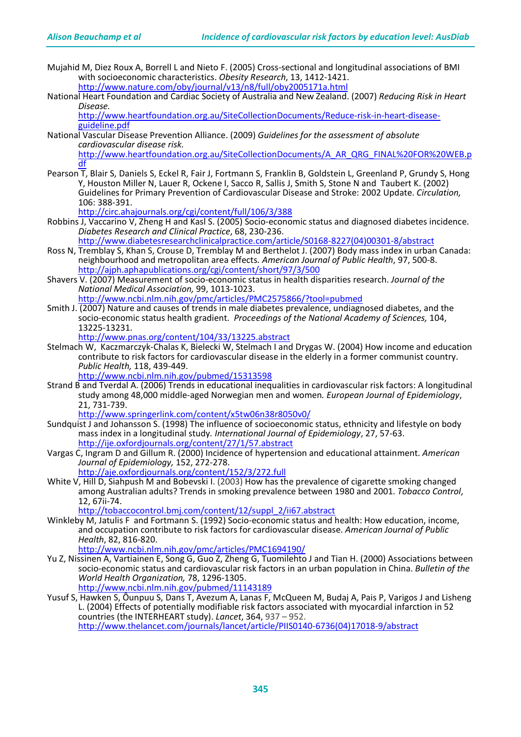Mujahid M, Diez Roux A, Borrell L and Nieto F. (2005) Cross-sectional and longitudinal associations of BMI with socioeconomic characteristics. *Obesity Research*, 13, 1412-1421.
http://www.nature.com/oby/journal/v13/n8/full/oby2005171a.html

National Heart Foundation and Cardiac Society of Australia and New Zealand. (2007) *Reducing Risk in Heart Disease.*
http://www.heartfoundation.org.au/SiteCollectionDocuments/Reduce-risk-in-heart-disease-guideline.pdf

National Vascular Disease Prevention Alliance. (2009) *Guidelines for the assessment of absolute cardiovascular disease risk.*
http://www.heartfoundation.org.au/SiteCollectionDocuments/A_AR_QRG_FINAL%20FOR%20WEB.pdf

Pearson T, Blair S, Daniels S, Eckel R, Fair J, Fortmann S, Franklin B, Goldstein L, Greenland P, Grundy S, Hong Y, Houston Miller N, Lauer R, Ockene I, Sacco R, Sallis J, Smith S, Stone N and Taubert K. (2002) Guidelines for Primary Prevention of Cardiovascular Disease and Stroke: 2002 Update. *Circulation,* 106: 388-391.
http://circ.ahajournals.org/cgi/content/full/106/3/388

Robbins J, Vaccarino V, Zheng H and Kasl S. (2005) Socio-economic status and diagnosed diabetes incidence. *Diabetes Research and Clinical Practice*, 68, 230-236.
http://www.diabetesresearchclinicalpractice.com/article/S0168-8227(04)00301-8/abstract

Ross N, Tremblay S, Khan S, Crouse D, Tremblay M and Berthelot J. (2007) Body mass index in urban Canada: neighbourhood and metropolitan area effects*. American Journal of Public Health*, 97, 500-8.
http://ajph.aphapublications.org/cgi/content/short/97/3/500

Shavers V. (2007) Measurement of socio-economic status in health disparities research. *Journal of the National Medical Association,* 99, 1013-1023.
http://www.ncbi.nlm.nih.gov/pmc/articles/PMC2575866/?tool=pubmed

Smith J. (2007) Nature and causes of trends in male diabetes prevalence, undiagnosed diabetes, and the socio-economic status health gradient. *Proceedings of the National Academy of Sciences,* 104, 13225-13231.
http://www.pnas.org/content/104/33/13225.abstract

Stelmach W, Kaczmarczyk-Chalas K, Bielecki W, Stelmach I and Drygas W. (2004) How income and education contribute to risk factors for cardiovascular disease in the elderly in a former communist country. *Public Health,* 118, 439-449.
http://www.ncbi.nlm.nih.gov/pubmed/15313598

Strand B and Tverdal A. (2006) Trends in educational inequalities in cardiovascular risk factors: A longitudinal study among 48,000 middle-aged Norwegian men and women*. European Journal of Epidemiology*, 21, 731-739.
http://www.springerlink.com/content/x5tw06n38r8050v0/

Sundquist J and Johansson S. (1998) The influence of socioeconomic status, ethnicity and lifestyle on body mass index in a longitudinal study*. International Journal of Epidemiology*, 27, 57-63.
http://ije.oxfordjournals.org/content/27/1/57.abstract

Vargas C, Ingram D and Gillum R. (2000) Incidence of hypertension and educational attainment. *American Journal of Epidemiology,* 152, 272-278.
http://aje.oxfordjournals.org/content/152/3/272.full

White V, Hill D, Siahpush M and Bobevski I. (2003) How has the prevalence of cigarette smoking changed among Australian adults? Trends in smoking prevalence between 1980 and 2001. *Tobacco Control*, 12, 67ii-74.
http://tobaccocontrol.bmj.com/content/12/suppl_2/ii67.abstract

Winkleby M, Jatulis F and Fortmann S. (1992) Socio-economic status and health: How education, income, and occupation contribute to risk factors for cardiovascular disease. *American Journal of Public Health*, 82, 816-820.
http://www.ncbi.nlm.nih.gov/pmc/articles/PMC1694190/

Yu Z, Nissinen A, Vartiainen E, Song G, Guo Z, Zheng G, Tuomilehto J and Tian H. (2000) Associations between socio-economic status and cardiovascular risk factors in an urban population in China. *Bulletin of the World Health Organization,* 78, 1296-1305.
http://www.ncbi.nlm.nih.gov/pubmed/11143189

Yusuf S, Hawken S, Ôunpuu S, Dans T, Avezum A, Lanas F, McQueen M, Budaj A, Pais P, Varigos J and Lisheng L. (2004) Effects of potentially modifiable risk factors associated with myocardial infarction in 52 countries (the INTERHEART study). *Lancet*, 364, 937 – 952.
http://www.thelancet.com/journals/lancet/article/PIIS0140-6736(04)17018-9/abstract